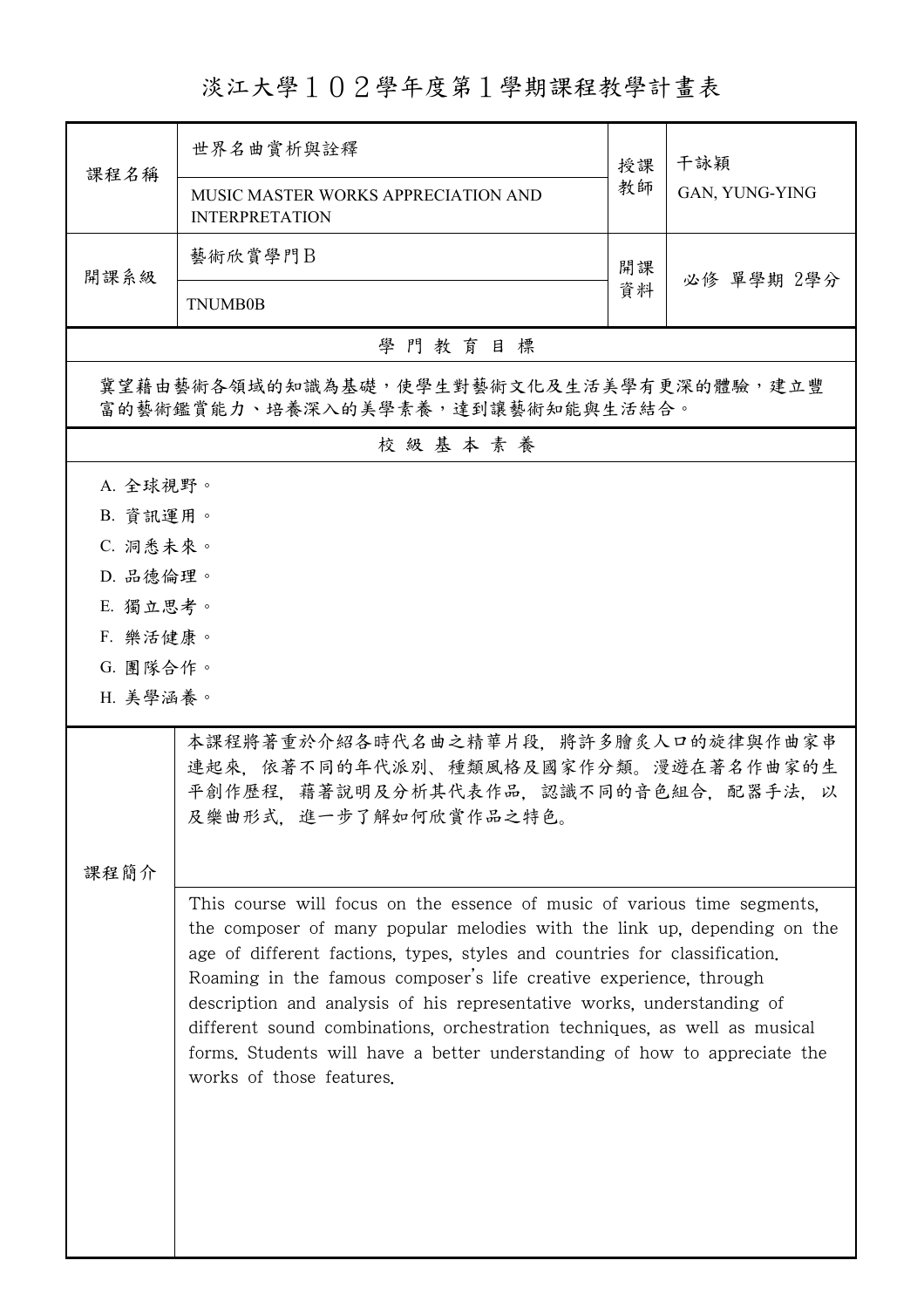# 淡江大學１０２學年度第１學期課程教學計畫表

| 課程名稱 | 世界名曲賞析與詮釋<br>MUSIC MASTER WORKS APPRECIATION AND INTERPRETATION | 授課教師 | 干詠穎<br>GAN, YUNG-YING |
|---|---|---|---|
| 開課系級 | 藝術欣賞學門Ｂ<br>TNUMB0B | 開課資料 | 必修 單學期 2學分 |

## 學 門 教 育 目 標

冀望藉由藝術各領域的知識為基礎，使學生對藝術文化及生活美學有更深的體驗，建立豐富的藝術鑑賞能力、培養深入的美學素養，達到讓藝術知能與生活結合。

## 校 級 基 本 素 養

A. 全球視野。
B. 資訊運用。
C. 洞悉未來。
D. 品德倫理。
E. 獨立思考。
F. 樂活健康。
G. 團隊合作。
H. 美學涵養。

## 課程簡介

本課程將著重於介紹各時代名曲之精華片段，將許多膾炙人口的旋律與作曲家串連起來，依著不同的年代派別、種類風格及國家作分類。漫遊在著名作曲家的生平創作歷程，藉著說明及分析其代表作品，認識不同的音色組合，配器手法，以及樂曲形式，進一步了解如何欣賞作品之特色。

This course will focus on the essence of music of various time segments, the composer of many popular melodies with the link up, depending on the age of different factions, types, styles and countries for classification. Roaming in the famous composer's life creative experience, through description and analysis of his representative works, understanding of different sound combinations, orchestration techniques, as well as musical forms. Students will have a better understanding of how to appreciate the works of those features.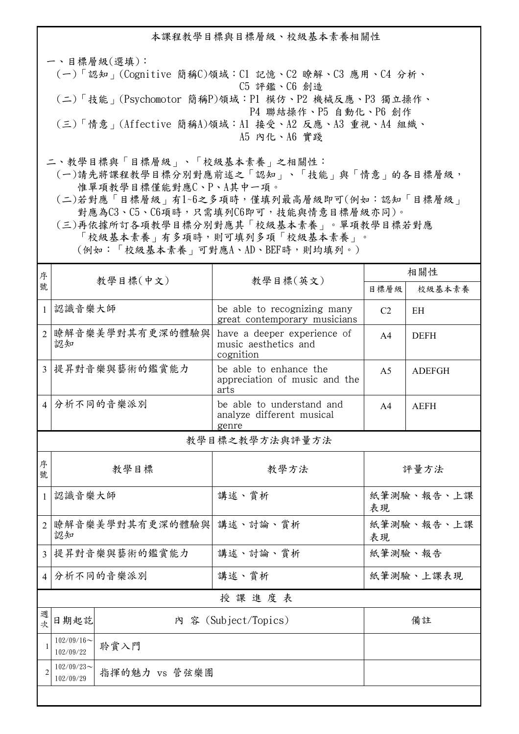## 本課程教學目標與目標層級、校級基本素養相關性

一、目標層級(選填)：

(一)「認知」(Cognitive 簡稱C)領域：C1 記憶、C2 瞭解、C3 應用、C4 分析、C5 評鑑、C6 創造

(二)「技能」(Psychomotor 簡稱P)領域：P1 模仿、P2 機械反應、P3 獨立操作、P4 聯結操作、P5 自動化、P6 創作

(三)「情意」(Affective 簡稱A)領域：A1 接受、A2 反應、A3 重視、A4 組織、A5 內化、A6 實踐

二、教學目標與「目標層級」、「校級基本素養」之相關性：

(一)請先將課程教學目標分別對應前述之「認知」、「技能」與「情意」的各目標層級，惟單項教學目標僅能對應C、P、A其中一項。

(二)若對應「目標層級」有1~6之多項時，僅填列最高層級即可(例如：認知「目標層級」對應為C3、C5、C6項時，只需填列C6即可，技能與情意目標層級亦同)。

(三)再依據所訂各項教學目標分別對應其「校級基本素養」。單項教學目標若對應「校級基本素養」有多項時，則可填列多項「校級基本素養」。(例如：「校級基本素養」可對應A、AD、BEF時，則均填列。)

| 序號 | 教學目標(中文) | 教學目標(英文) | 相關性 | |
|---|---|---|---|---|
| | | | 目標層級 | 校級基本素養 |
| 1 | 認識音樂大師 | be able to recognizing many great contemporary musicians | C2 | EH |
| 2 | 瞭解音樂美學對其有更深的體驗與認知 | have a deeper experience of music aesthetics and cognition | A4 | DEFH |
| 3 | 提昇對音樂與藝術的鑑賞能力 | be able to enhance the appreciation of music and the arts | A5 | ADEFGH |
| 4 | 分析不同的音樂派別 | be able to understand and analyze different musical genre | A4 | AEFH |

## 教學目標之教學方法與評量方法

| 序號 | 教學目標 | 教學方法 | 評量方法 |
|---|---|---|---|
| 1 | 認識音樂大師 | 講述、賞析 | 紙筆測驗、報告、上課表現 |
| 2 | 瞭解音樂美學對其有更深的體驗與認知 | 講述、討論、賞析 | 紙筆測驗、報告、上課表現 |
| 3 | 提昇對音樂與藝術的鑑賞能力 | 講述、討論、賞析 | 紙筆測驗、報告 |
| 4 | 分析不同的音樂派別 | 講述、賞析 | 紙筆測驗、上課表現 |

## 授 課 進 度 表

| 週次 | 日期起訖 | 內 容 (Subject/Topics) | 備註 |
|---|---|---|---|
| 1 | 102/09/16～102/09/22 | 聆賞入門 | |
| 2 | 102/09/23～102/09/29 | 指揮的魅力 vs 管弦樂團 | |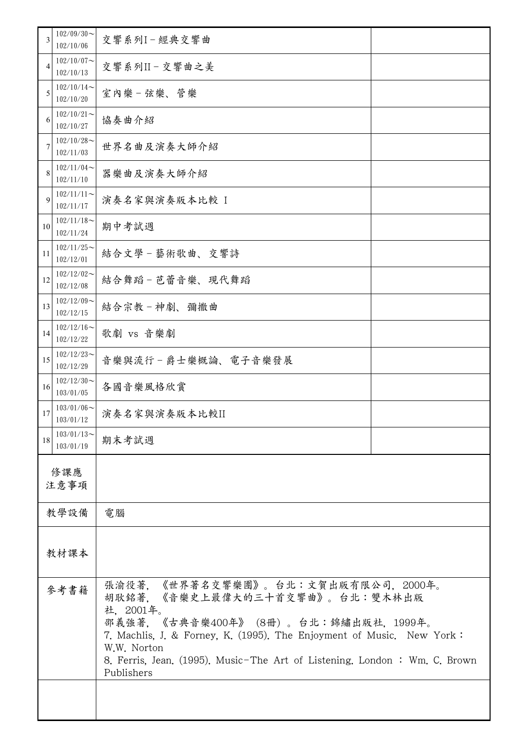| | | | |
|---|---|---|---|
| 3 | 102/09/30～102/10/06 | 交響系列I－經典交響曲 | |
| 4 | 102/10/07～102/10/13 | 交響系列II－交響曲之美 | |
| 5 | 102/10/14～102/10/20 | 室內樂－弦樂、管樂 | |
| 6 | 102/10/21～102/10/27 | 協奏曲介紹 | |
| 7 | 102/10/28～102/11/03 | 世界名曲及演奏大師介紹 | |
| 8 | 102/11/04～102/11/10 | 器樂曲及演奏大師介紹 | |
| 9 | 102/11/11～102/11/17 | 演奏名家與演奏版本比較 I | |
| 10 | 102/11/18～102/11/24 | 期中考試週 | |
| 11 | 102/11/25～102/12/01 | 結合文學－藝術歌曲、交響詩 | |
| 12 | 102/12/02～102/12/08 | 結合舞蹈－芭蕾音樂、現代舞蹈 | |
| 13 | 102/12/09～102/12/15 | 結合宗教－神劇、彌撒曲 | |
| 14 | 102/12/16～102/12/22 | 歌劇 vs 音樂劇 | |
| 15 | 102/12/23～102/12/29 | 音樂與流行－爵士樂概論、電子音樂發展 | |
| 16 | 102/12/30～103/01/05 | 各國音樂風格欣賞 | |
| 17 | 103/01/06～103/01/12 | 演奏名家與演奏版本比較II | |
| 18 | 103/01/13～103/01/19 | 期末考試週 | |

| | |
|---|---|
| 修課應注意事項 | |
| 教學設備 | 電腦 |
| 教材課本 | |
| 參考書籍 | 張渝役著，《世界著名交響樂團》。台北：文賀出版有限公司，2000年。<br>胡耿銘著，《音樂史上最偉大的三十首交響曲》。台北：雙木林出版社，2001年。<br>邵義強著，《古典音樂400年》（8冊）。台北：錦繡出版社，1999年。<br>7. Machlis, J. & Forney, K. (1995). The Enjoyment of Music. New York：W.W. Norton<br>8. Ferris, Jean. (1995). Music-The Art of Listening. London : Wm. C. Brown Publishers |
| | |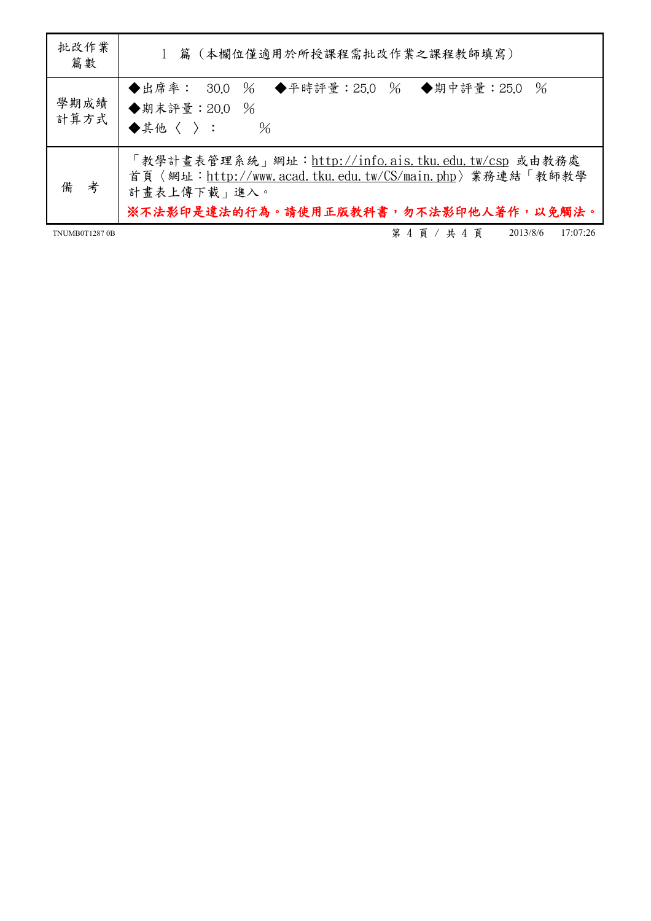| | |
|---|---|
| 批改作業篇數 | 1 篇（本欄位僅適用於所授課程需批改作業之課程教師填寫） |
| 學期成績計算方式 | ◆出席率： 30.0 % ◆平時評量：25.0 % ◆期中評量：25.0 %<br>◆期末評量：20.0 %<br>◆其他〈 〉： % |
| 備　考 | 「教學計畫表管理系統」網址：http://info.ais.tku.edu.tw/csp 或由教務處首頁〈網址：http://www.acad.tku.edu.tw/CS/main.php〉業務連結「教師教學計畫表上傳下載」進入。<br>**※不法影印是違法的行為。請使用正版教科書，勿不法影印他人著作，以免觸法。** |

TNUMB0T1287 0B　　2013/8/6　17:07:26